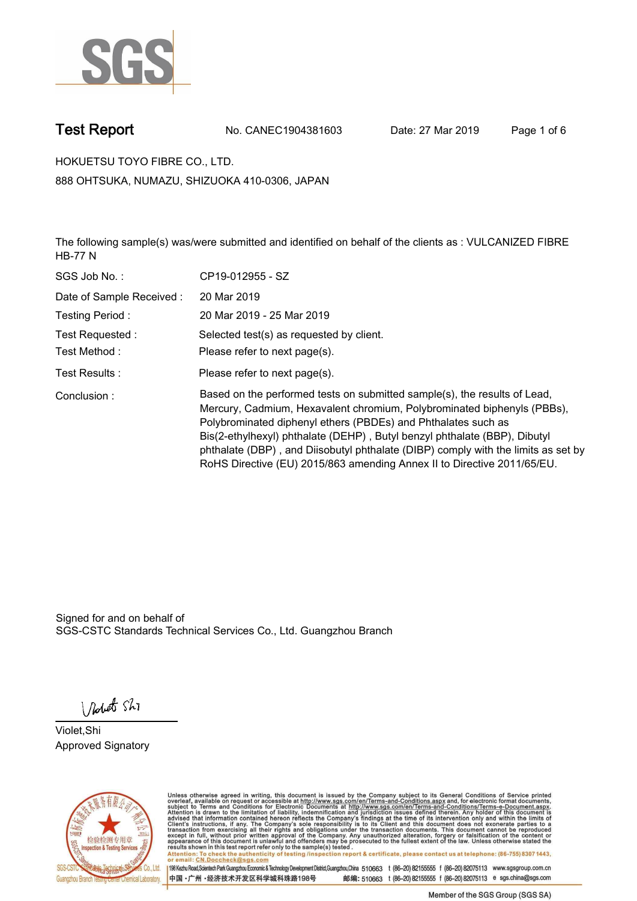# Test Report

No. CANEC1904381603 Date: 27 Mar 2019

HOKUETSU TOYO FIBRE CO., LTD.

888 OHTSUKA, NUMAZU, SHIZUOKA 410-0306, JAPAN

The following sample(s) was/were submitted and identified on behalf of the clients as : VULCANIZED FIBRE HB-77 N

| | |
|---|---|
| SGS Job No. : | CP19-012955 - SZ |
| Date of Sample Received : | 20 Mar 2019 |
| Testing Period : | 20 Mar 2019 - 25 Mar 2019 |
| Test Requested : | Selected test(s) as requested by client. |
| Test Method : | Please refer to next page(s). |
| Test Results : | Please refer to next page(s). |
| Conclusion : | Based on the performed tests on submitted sample(s), the results of Lead, Mercury, Cadmium, Hexavalent chromium, Polybrominated biphenyls (PBBs), Polybrominated diphenyl ethers (PBDEs) and Phthalates such as Bis(2-ethylhexyl) phthalate (DEHP) , Butyl benzyl phthalate (BBP), Dibutyl phthalate (DBP) , and Diisobutyl phthalate (DIBP) comply with the limits as set by RoHS Directive (EU) 2015/863 amending Annex II to Directive 2011/65/EU. |

Signed for and on behalf of
SGS-CSTC Standards Technical Services Co., Ltd. Guangzhou Branch

Violet,Shi
Approved Signatory

Unless otherwise agreed in writing, this document is issued by the Company subject to its General Conditions of Service printed overleaf, available on request or accessible at http://www.sgs.com/en/Terms-and-Conditions.aspx and, for electronic format documents, subject to Terms and Conditions for Electronic Documents at http://www.sgs.com/en/Terms-and-Conditions/Terms-e-Document.aspx. Attention is drawn to the limitation of liability, indemnification and jurisdiction issues defined therein. Any holder of this document is advised that information contained hereon reflects the Company's findings at the time of its intervention only and within the limits of Client's instructions, if any. The Company's sole responsibility is to its Client and this document does not exonerate parties to a transaction from exercising all their rights and obligations under the transaction documents. This document cannot be reproduced except in full, without prior written approval of the Company. Any unauthorized alteration, forgery or falsification of the content or appearance of this document is unlawful and offenders may be prosecuted to the fullest extent of the law. Unless otherwise stated the results shown in this test report refer only to the sample(s) tested .

Attention: To check the authenticity of testing /inspection report & certificate, please contact us at telephone: (86-755) 8307 1443, or email: CN.Doccheck@sgs.com

198 Kezhu Road,Scientech Park Guangzhou Economic & Technology Development District,Guangzhou,China 510663 t (86–20) 82155555 f (86–20) 82075113 www.sgsgroup.com.cn
中国 •广州 •经济技术开发区科学城科珠路198号 邮编: 510663 t (86–20) 82155555 f (86–20) 82075113 e sgs.china@sgs.com

Member of the SGS Group (SGS SA)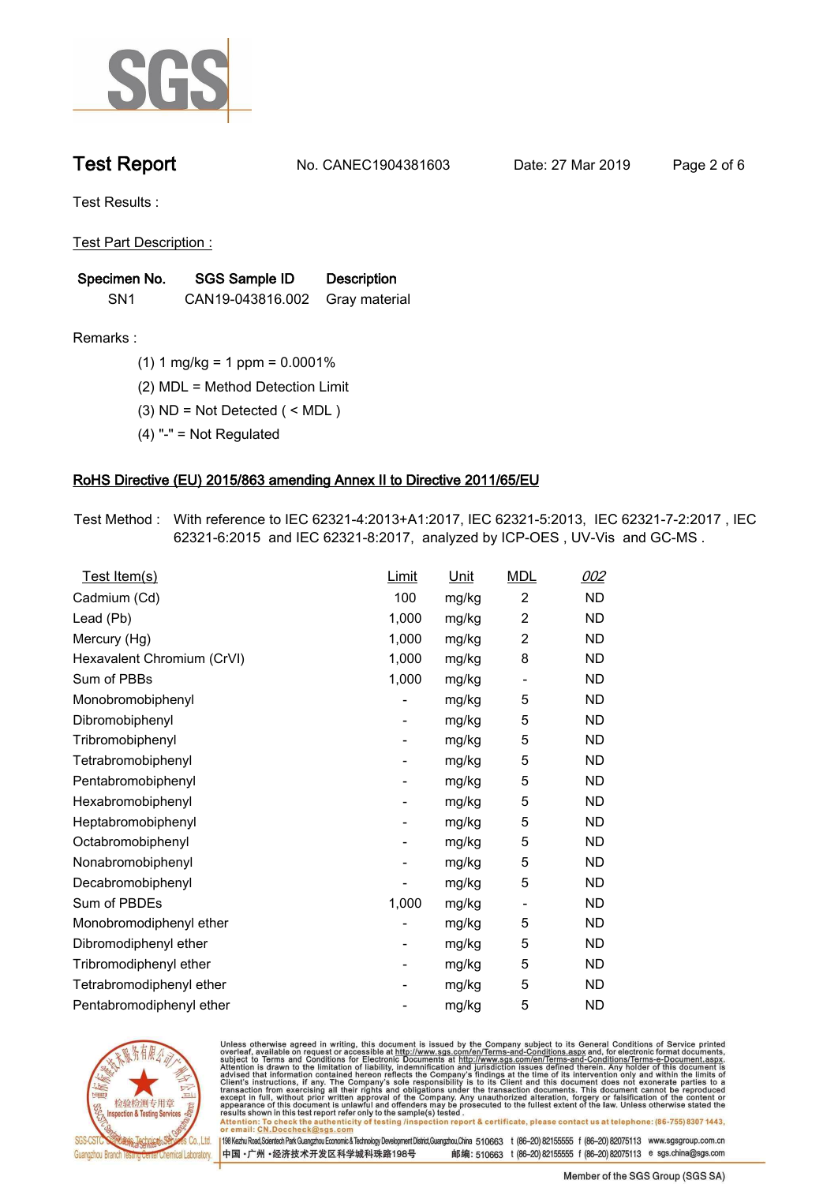# Test Report

No. CANEC1904381603 Date: 27 Mar 2019

Test Results :

Test Part Description :

| Specimen No. | SGS Sample ID | Description |
|---|---|---|
| SN1 | CAN19-043816.002 | Gray material |

Remarks :

(1) 1 mg/kg = 1 ppm = 0.0001%

(2) MDL = Method Detection Limit

(3) ND = Not Detected ( < MDL )

(4) "-" = Not Regulated

## RoHS Directive (EU) 2015/863 amending Annex II to Directive 2011/65/EU

Test Method : With reference to IEC 62321-4:2013+A1:2017, IEC 62321-5:2013, IEC 62321-7-2:2017 , IEC 62321-6:2015 and IEC 62321-8:2017, analyzed by ICP-OES , UV-Vis and GC-MS .

| Test Item(s) | Limit | Unit | MDL | 002 |
|---|---|---|---|---|
| Cadmium (Cd) | 100 | mg/kg | 2 | ND |
| Lead (Pb) | 1,000 | mg/kg | 2 | ND |
| Mercury (Hg) | 1,000 | mg/kg | 2 | ND |
| Hexavalent Chromium (CrVI) | 1,000 | mg/kg | 8 | ND |
| Sum of PBBs | 1,000 | mg/kg | - | ND |
| Monobromobiphenyl | - | mg/kg | 5 | ND |
| Dibromobiphenyl | - | mg/kg | 5 | ND |
| Tribromobiphenyl | - | mg/kg | 5 | ND |
| Tetrabromobiphenyl | - | mg/kg | 5 | ND |
| Pentabromobiphenyl | - | mg/kg | 5 | ND |
| Hexabromobiphenyl | - | mg/kg | 5 | ND |
| Heptabromobiphenyl | - | mg/kg | 5 | ND |
| Octabromobiphenyl | - | mg/kg | 5 | ND |
| Nonabromobiphenyl | - | mg/kg | 5 | ND |
| Decabromobiphenyl | - | mg/kg | 5 | ND |
| Sum of PBDEs | 1,000 | mg/kg | - | ND |
| Monobromodiphenyl ether | - | mg/kg | 5 | ND |
| Dibromodiphenyl ether | - | mg/kg | 5 | ND |
| Tribromodiphenyl ether | - | mg/kg | 5 | ND |
| Tetrabromodiphenyl ether | - | mg/kg | 5 | ND |
| Pentabromodiphenyl ether | - | mg/kg | 5 | ND |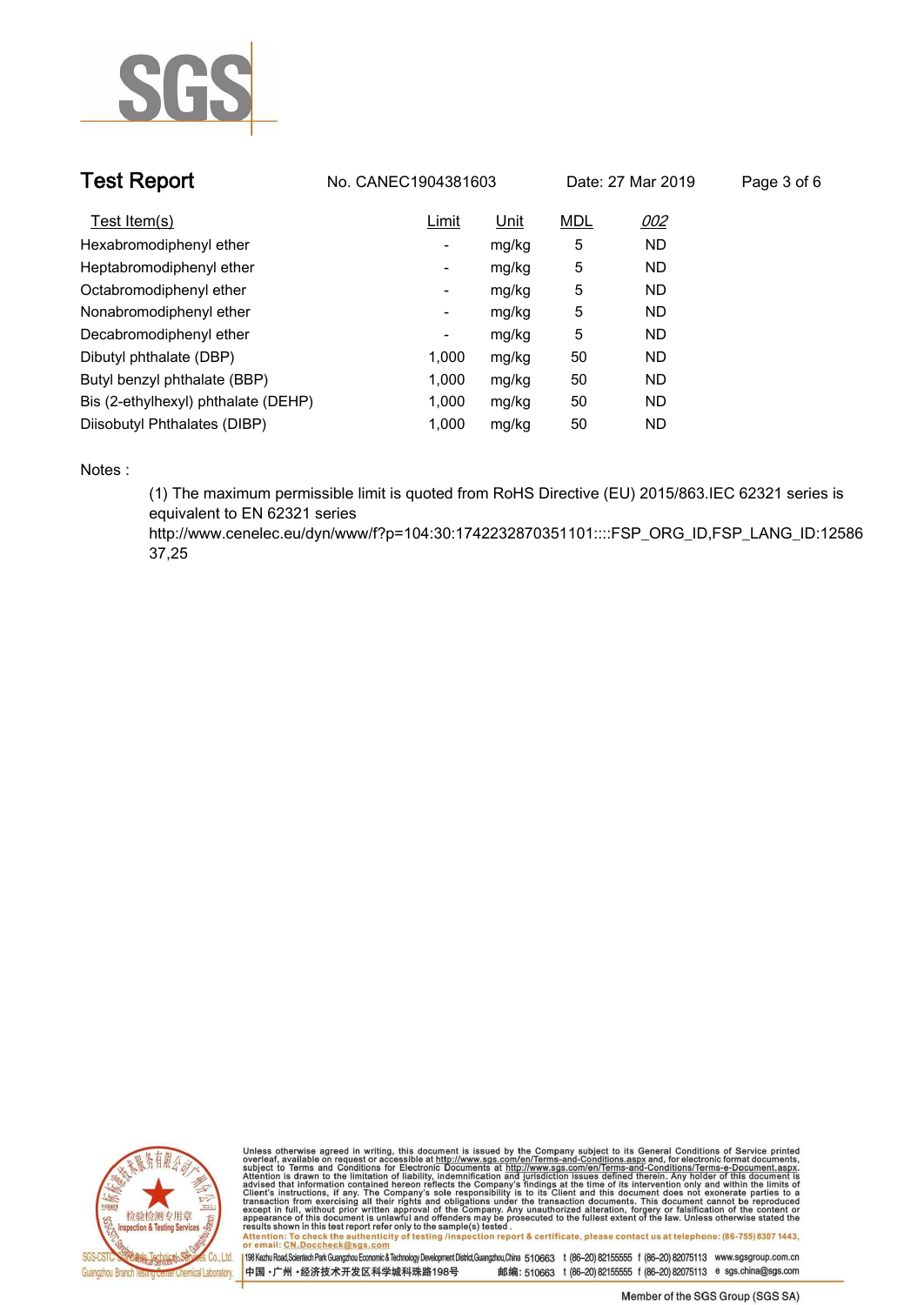| Test Item(s) | Limit | Unit | MDL | 002 |
|---|---|---|---|---|
| Hexabromodiphenyl ether | - | mg/kg | 5 | ND |
| Heptabromodiphenyl ether | - | mg/kg | 5 | ND |
| Octabromodiphenyl ether | - | mg/kg | 5 | ND |
| Nonabromodiphenyl ether | - | mg/kg | 5 | ND |
| Decabromodiphenyl ether | - | mg/kg | 5 | ND |
| Dibutyl phthalate (DBP) | 1,000 | mg/kg | 50 | ND |
| Butyl benzyl phthalate (BBP) | 1,000 | mg/kg | 50 | ND |
| Bis (2-ethylhexyl) phthalate (DEHP) | 1,000 | mg/kg | 50 | ND |
| Diisobutyl Phthalates (DIBP) | 1,000 | mg/kg | 50 | ND |

Notes :

(1) The maximum permissible limit is quoted from RoHS Directive (EU) 2015/863.IEC 62321 series is equivalent to EN 62321 series http://www.cenelec.eu/dyn/www/f?p=104:30:1742232870351101::::FSP_ORG_ID,FSP_LANG_ID:1258637,25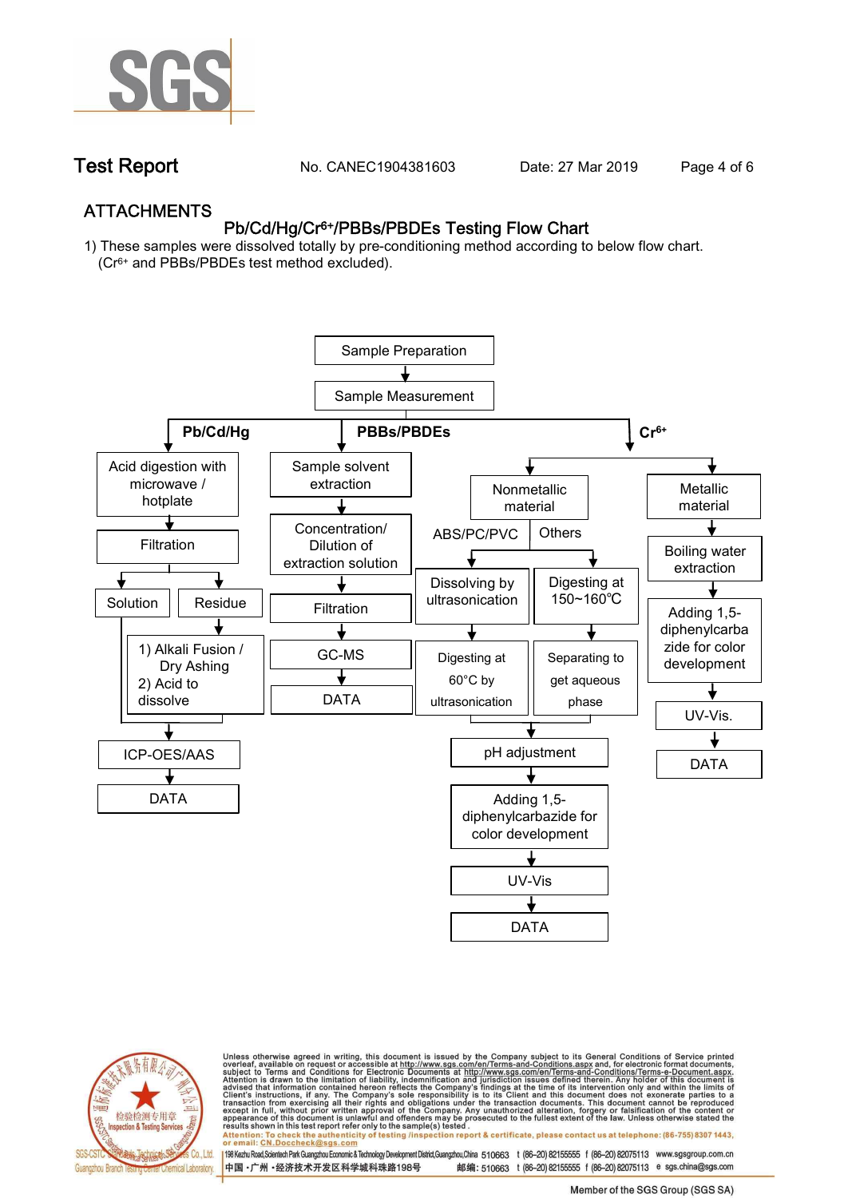## ATTACHMENTS

### Pb/Cd/Hg/$Cr^{6+}$/PBBs/PBDEs Testing Flow Chart

1) These samples were dissolved totally by pre-conditioning method according to below flow chart. ($Cr^{6+}$ and PBBs/PBDEs test method excluded).

Sample Preparation → Sample Measurement

**Pb/Cd/Hg**

- Acid digestion with microwave / hotplate
- Filtration
- Solution / Residue
  - Residue: 1) Alkali Fusion / Dry Ashing 2) Acid to dissolve
- ICP-OES/AAS
- DATA

**PBBs/PBDEs**

- Sample solvent extraction
- Concentration/ Dilution of extraction solution
- Filtration
- GC-MS
- DATA

**$Cr^{6+}$**

- Nonmetallic material
  - ABS/PC/PVC: Dissolving by ultrasonication → Digesting at 60°C by ultrasonication
  - Others: Digesting at 150~160℃ → Separating to get aqueous phase
  - pH adjustment
  - Adding 1,5-diphenylcarbazide for color development
  - UV-Vis
  - DATA
- Metallic material
  - Boiling water extraction
  - Adding 1,5-diphenylcarbazide for color development
  - UV-Vis.
  - DATA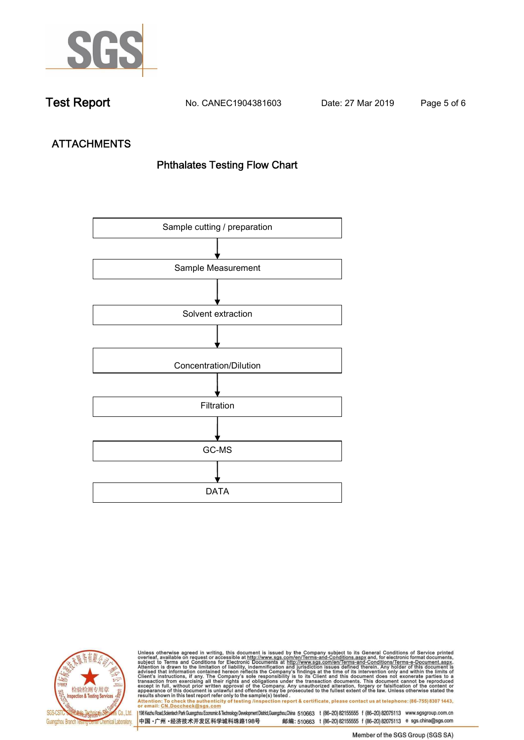Test Report No. CANEC1904381603 Date: 27 Mar 2019

## ATTACHMENTS

### Phthalates Testing Flow Chart

Sample cutting / preparation

↓

Sample Measurement

↓

Solvent extraction

↓

Concentration/Dilution

↓

Filtration

↓

GC-MS

↓

DATA

Unless otherwise agreed in writing, this document is issued by the Company subject to its General Conditions of Service printed overleaf, available on request or accessible at http://www.sgs.com/en/Terms-and-Conditions.aspx and, for electronic format documents, subject to Terms and Conditions for Electronic Documents at http://www.sgs.com/en/Terms-and-Conditions/Terms-e-Document.aspx. Attention is drawn to the limitation of liability, indemnification and jurisdiction issues defined therein. Any holder of this document is advised that information contained hereon reflects the Company's findings at the time of its intervention only and within the limits of Client's instructions, if any. The Company's sole responsibility is to its Client and this document does not exonerate parties to a transaction from exercising all their rights and obligations under the transaction documents. This document cannot be reproduced except in full, without prior written approval of the Company. Any unauthorized alteration, forgery or falsification of the content or appearance of this document is unlawful and offenders may be prosecuted to the fullest extent of the law. Unless otherwise stated the results shown in this test report refer only to the sample(s) tested.

Attention: To check the authenticity of testing /inspection report & certificate, please contact us at telephone: (86-755) 8307 1443, or email: CN.Doccheck@sgs.com

SGS-CSTC Standards Technical Services Co., Ltd. Guangzhou Branch Testing Center Chemical Laboratory.

198 Kezhu Road,Scientech Park Guangzhou Economic & Technology Development District,Guangzhou,China 510663 t (86-20) 82155555 f (86-20) 82075113 www.sgsgroup.com.cn

中国・广州・经济技术开发区科学城科珠路198号 邮编: 510663 t (86-20) 82155555 f (86-20) 82075113 e sgs.china@sgs.com

Member of the SGS Group (SGS SA)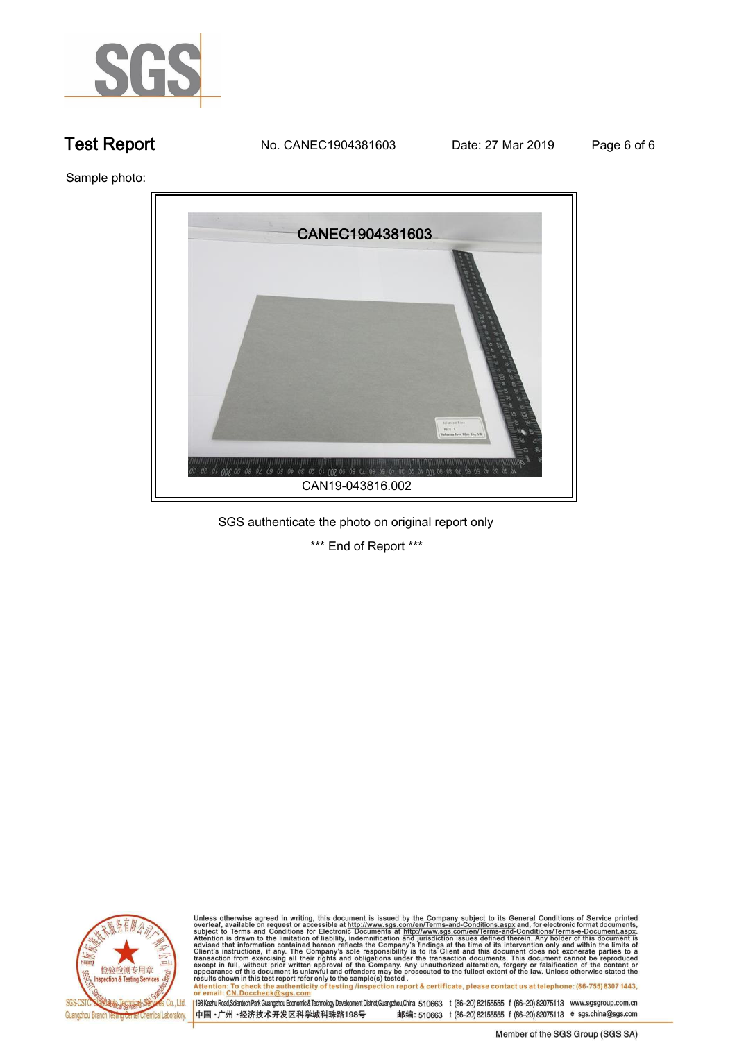# Test Report

No. CANEC1904381603 Date: 27 Mar 2019

Sample photo:

CANEC1904381603

CAN19-043816.002

SGS authenticate the photo on original report only

*** End of Report ***

Unless otherwise agreed in writing, this document is issued by the Company subject to its General Conditions of Service printed overleaf, available on request or accessible at http://www.sgs.com/en/Terms-and-Conditions.aspx and, for electronic format documents, subject to Terms and Conditions for Electronic Documents at http://www.sgs.com/en/Terms-and-Conditions/Terms-e-Document.aspx. Attention is drawn to the limitation of liability, indemnification and jurisdiction issues defined therein. Any holder of this document is advised that information contained hereon reflects the Company's findings at the time of its intervention only and within the limits of Client's instructions, if any. The Company's sole responsibility is to its Client and this document does not exonerate parties to a transaction from exercising all their rights and obligations under the transaction documents. This document cannot be reproduced except in full, without prior written approval of the Company. Any unauthorized alteration, forgery or falsification of the content or appearance of this document is unlawful and offenders may be prosecuted to the fullest extent of the law. Unless otherwise stated the results shown in this test report refer only to the sample(s) tested.

Attention: To check the authenticity of testing /inspection report & certificate, please contact us at telephone: (86-755) 8307 1443, or email: CN.Doccheck@sgs.com

198 Kezhu Road,Scientech Park Guangzhou Economic & Technology Development District,Guangzhou,China 510663 t (86–20) 82155555 f (86–20) 82075113 www.sgsgroup.com.cn

中国・广州・经济技术开发区科学城科珠路198号 邮编: 510663 t (86–20) 82155555 f (86–20) 82075113 e sgs.china@sgs.com

Member of the SGS Group (SGS SA)